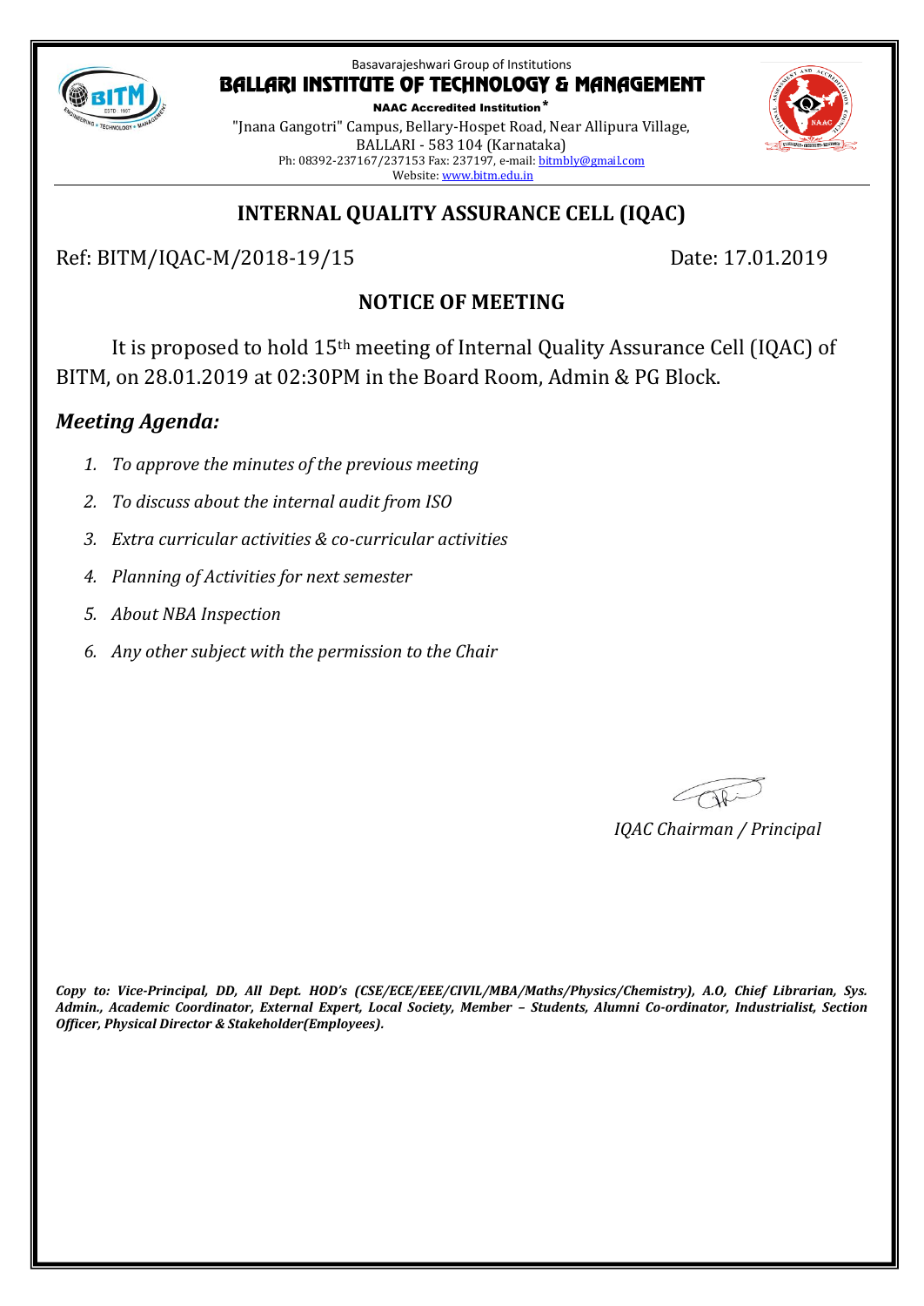Basavarajeshwari Group of Institutions

**BALLARI INSTITUTE OF TECHNOLOGY & MANAGEMENT**

**NAAC Accredited Institution***

"Jnana Gangotri" Campus, Bellary-Hospet Road, Near Allipura Village,
BALLARI - 583 104 (Karnataka)
Ph: 08392-237167/237153 Fax: 237197, e-mail: bitmbly@gmail.com
Website: www.bitm.edu.in

## INTERNAL QUALITY ASSURANCE CELL (IQAC)

Ref: BITM/IQAC-M/2018-19/15 Date: 17.01.2019

### NOTICE OF MEETING

It is proposed to hold 15th meeting of Internal Quality Assurance Cell (IQAC) of BITM, on 28.01.2019 at 02:30PM in the Board Room, Admin & PG Block.

### *Meeting Agenda:*

1. *To approve the minutes of the previous meeting*
2. *To discuss about the internal audit from ISO*
3. *Extra curricular activities & co-curricular activities*
4. *Planning of Activities for next semester*
5. *About NBA Inspection*
6. *Any other subject with the permission to the Chair*

*IQAC Chairman / Principal*

***Copy to: Vice-Principal, DD, All Dept. HOD's (CSE/ECE/EEE/CIVIL/MBA/Maths/Physics/Chemistry), A.O, Chief Librarian, Sys. Admin., Academic Coordinator, External Expert, Local Society, Member – Students, Alumni Co-ordinator, Industrialist, Section Officer, Physical Director & Stakeholder(Employees).***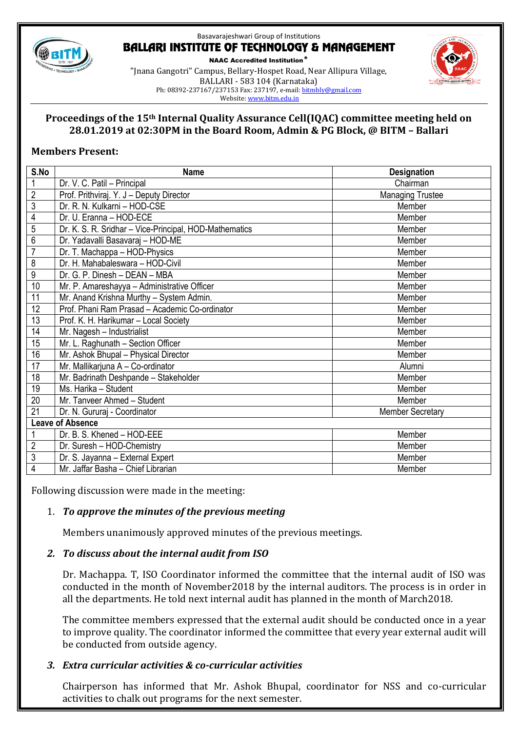Basavarajeshwari Group of Institutions

# BALLARI INSTITUTE OF TECHNOLOGY & MANAGEMENT

**NAAC Accredited Institution***

"Jnana Gangotri" Campus, Bellary-Hospet Road, Near Allipura Village, BALLARI - 583 104 (Karnataka)

Ph: 08392-237167/237153 Fax: 237197, e-mail: bitmbly@gmail.com

Website: www.bitm.edu.in

## Proceedings of the 15th Internal Quality Assurance Cell(IQAC) committee meeting held on 28.01.2019 at 02:30PM in the Board Room, Admin & PG Block, @ BITM – Ballari

### Members Present:

| S.No | Name | Designation |
|---|---|---|
| 1 | Dr. V. C. Patil – Principal | Chairman |
| 2 | Prof. Prithviraj. Y. J – Deputy Director | Managing Trustee |
| 3 | Dr. R. N. Kulkarni – HOD-CSE | Member |
| 4 | Dr. U. Eranna – HOD-ECE | Member |
| 5 | Dr. K. S. R. Sridhar – Vice-Principal, HOD-Mathematics | Member |
| 6 | Dr. Yadavalli Basavaraj – HOD-ME | Member |
| 7 | Dr. T. Machappa – HOD-Physics | Member |
| 8 | Dr. H. Mahabaleswara – HOD-Civil | Member |
| 9 | Dr. G. P. Dinesh – DEAN – MBA | Member |
| 10 | Mr. P. Amareshayya – Administrative Officer | Member |
| 11 | Mr. Anand Krishna Murthy – System Admin. | Member |
| 12 | Prof. Phani Ram Prasad – Academic Co-ordinator | Member |
| 13 | Prof. K. H. Harikumar – Local Society | Member |
| 14 | Mr. Nagesh – Industrialist | Member |
| 15 | Mr. L. Raghunath – Section Officer | Member |
| 16 | Mr. Ashok Bhupal – Physical Director | Member |
| 17 | Mr. Mallikarjuna A – Co-ordinator | Alumni |
| 18 | Mr. Badrinath Deshpande – Stakeholder | Member |
| 19 | Ms. Harika – Student | Member |
| 20 | Mr. Tanveer Ahmed – Student | Member |
| 21 | Dr. N. Gururaj - Coordinator | Member Secretary |
| **Leave of Absence** | | |
| 1 | Dr. B. S. Khened – HOD-EEE | Member |
| 2 | Dr. Suresh – HOD-Chemistry | Member |
| 3 | Dr. S. Jayanna – External Expert | Member |
| 4 | Mr. Jaffar Basha – Chief Librarian | Member |

Following discussion were made in the meeting:

1. ***To approve the minutes of the previous meeting***

   Members unanimously approved minutes of the previous meetings.

2. ***To discuss about the internal audit from ISO***

   Dr. Machappa. T, ISO Coordinator informed the committee that the internal audit of ISO was conducted in the month of November2018 by the internal auditors. The process is in order in all the departments. He told next internal audit has planned in the month of March2018.

   The committee members expressed that the external audit should be conducted once in a year to improve quality. The coordinator informed the committee that every year external audit will be conducted from outside agency.

3. ***Extra curricular activities & co-curricular activities***

   Chairperson has informed that Mr. Ashok Bhupal, coordinator for NSS and co-curricular activities to chalk out programs for the next semester.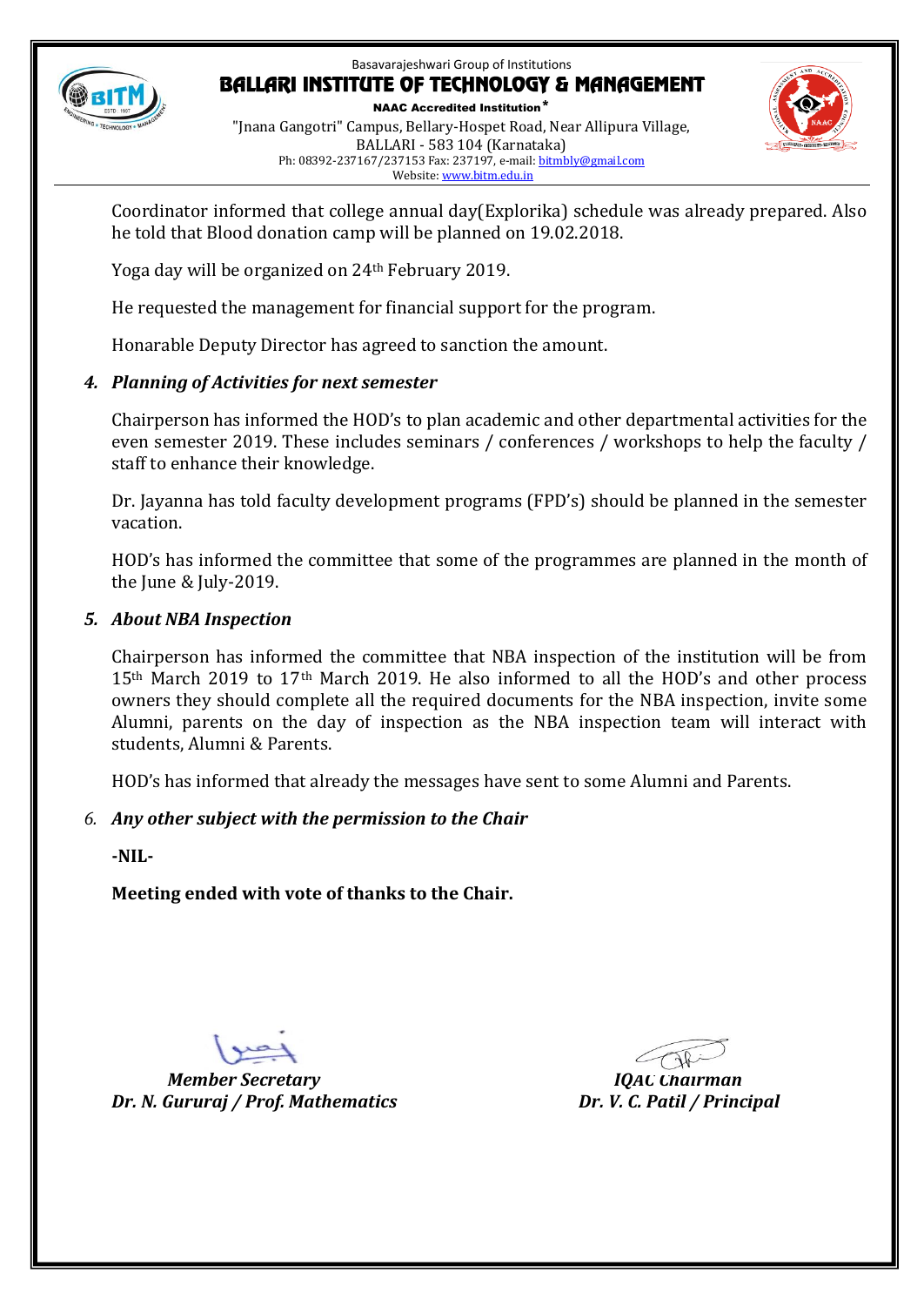Coordinator informed that college annual day(Explorika) schedule was already prepared. Also he told that Blood donation camp will be planned on 19.02.2018.

Yoga day will be organized on 24th February 2019.

He requested the management for financial support for the program.

Honarable Deputy Director has agreed to sanction the amount.

4. ***Planning of Activities for next semester***

Chairperson has informed the HOD's to plan academic and other departmental activities for the even semester 2019. These includes seminars / conferences / workshops to help the faculty / staff to enhance their knowledge.

Dr. Jayanna has told faculty development programs (FPD's) should be planned in the semester vacation.

HOD's has informed the committee that some of the programmes are planned in the month of the June & July-2019.

5. ***About NBA Inspection***

Chairperson has informed the committee that NBA inspection of the institution will be from 15th March 2019 to 17th March 2019. He also informed to all the HOD's and other process owners they should complete all the required documents for the NBA inspection, invite some Alumni, parents on the day of inspection as the NBA inspection team will interact with students, Alumni & Parents.

HOD's has informed that already the messages have sent to some Alumni and Parents.

6. ***Any other subject with the permission to the Chair***

**-NIL-**

**Meeting ended with vote of thanks to the Chair.**

| | |
|---|---|
| ***Member Secretary*** | ***IQAC Chairman*** |
| ***Dr. N. Gururaj / Prof. Mathematics*** | ***Dr. V. C. Patil / Principal*** |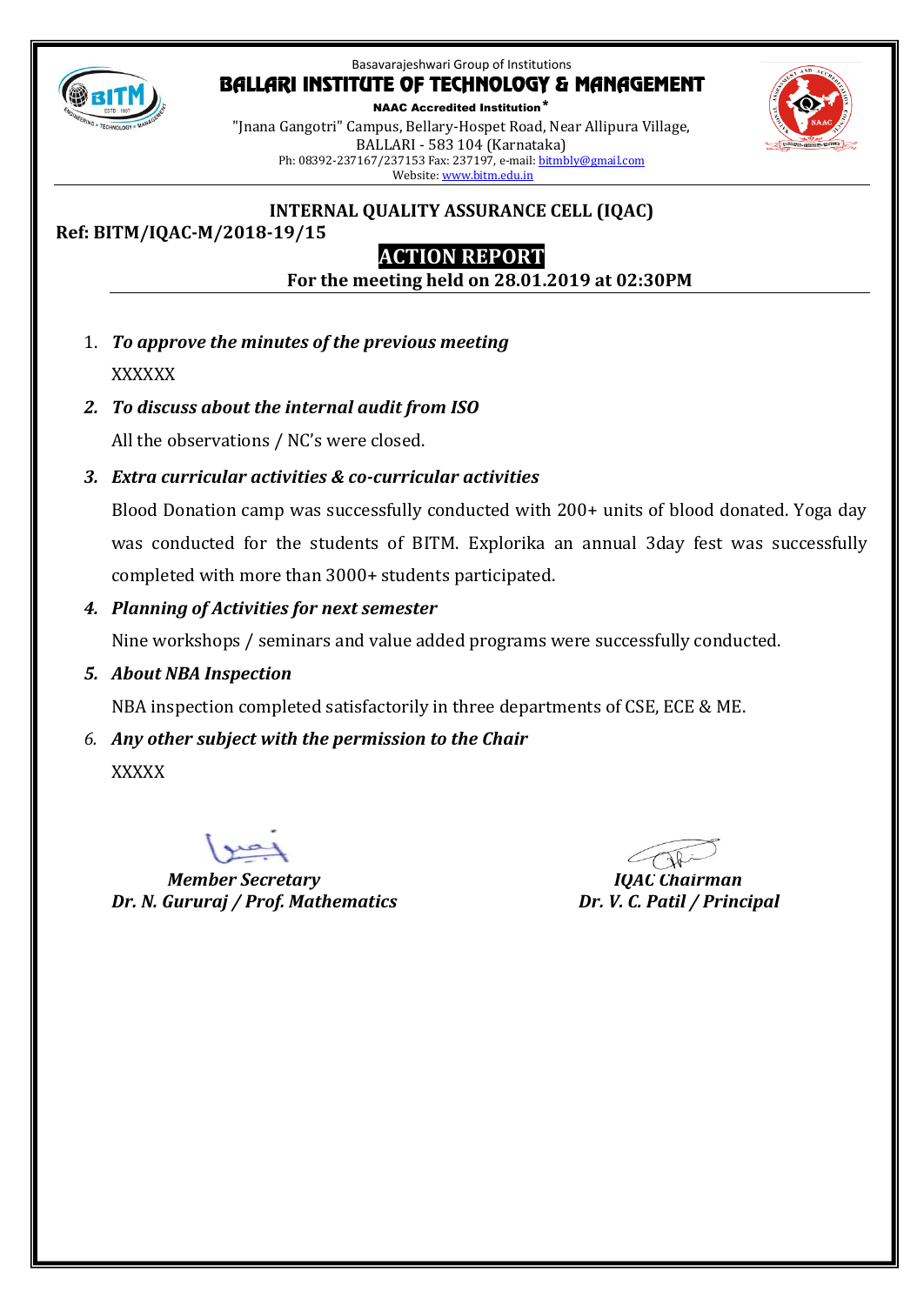Basavarajeshwari Group of Institutions

# BALLARI INSTITUTE OF TECHNOLOGY & MANAGEMENT

**NAAC Accredited Institution***

"Jnana Gangotri" Campus, Bellary-Hospet Road, Near Allipura Village,
BALLARI - 583 104 (Karnataka)
Ph: 08392-237167/237153 Fax: 237197, e-mail: bitmbly@gmail.com
Website: www.bitm.edu.in

## INTERNAL QUALITY ASSURANCE CELL (IQAC)

**Ref: BITM/IQAC-M/2018-19/15**

## ACTION REPORT

**For the meeting held on 28.01.2019 at 02:30PM**

1. ***To approve the minutes of the previous meeting***

   XXXXXX

2. ***To discuss about the internal audit from ISO***

   All the observations / NC's were closed.

3. ***Extra curricular activities & co-curricular activities***

   Blood Donation camp was successfully conducted with 200+ units of blood donated. Yoga day was conducted for the students of BITM. Explorika an annual 3day fest was successfully completed with more than 3000+ students participated.

4. ***Planning of Activities for next semester***

   Nine workshops / seminars and value added programs were successfully conducted.

5. ***About NBA Inspection***

   NBA inspection completed satisfactorily in three departments of CSE, ECE & ME.

6. ***Any other subject with the permission to the Chair***

   XXXXX

***Member Secretary***
***Dr. N. Gururaj / Prof. Mathematics***

***IQAC Chairman***
***Dr. V. C. Patil / Principal***